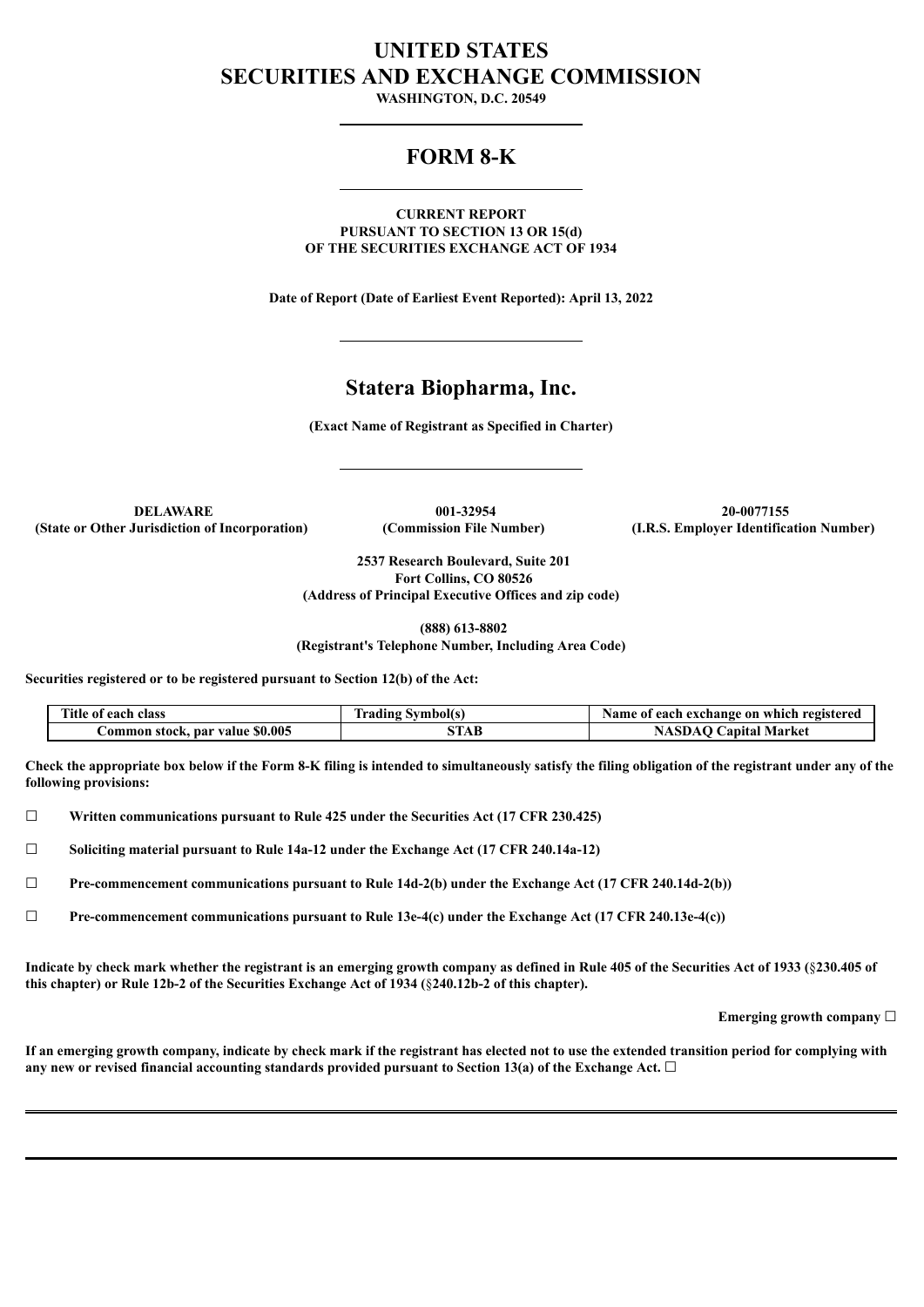# UNITED STATES
# SECURITIES AND EXCHANGE COMMISSION

**WASHINGTON, D.C. 20549**

---

## FORM 8-K

---

**CURRENT REPORT**
**PURSUANT TO SECTION 13 OR 15(d)**
**OF THE SECURITIES EXCHANGE ACT OF 1934**

**Date of Report (Date of Earliest Event Reported): April 13, 2022**

---

## Statera Biopharma, Inc.

**(Exact Name of Registrant as Specified in Charter)**

---

| **DELAWARE** | **001-32954** | **20-0077155** |
|---|---|---|
| **(State or Other Jurisdiction of Incorporation)** | **(Commission File Number)** | **(I.R.S. Employer Identification Number)** |

**2537 Research Boulevard, Suite 201**
**Fort Collins, CO 80526**
**(Address of Principal Executive Offices and zip code)**

**(888) 613-8802**
**(Registrant's Telephone Number, Including Area Code)**

**Securities registered or to be registered pursuant to Section 12(b) of the Act:**

| Title of each class | Trading Symbol(s) | Name of each exchange on which registered |
|---|---|---|
| Common stock, par value $0.005 | STAB | NASDAQ Capital Market |

**Check the appropriate box below if the Form 8-K filing is intended to simultaneously satisfy the filing obligation of the registrant under any of the following provisions:**

☐ **Written communications pursuant to Rule 425 under the Securities Act (17 CFR 230.425)**

☐ **Soliciting material pursuant to Rule 14a-12 under the Exchange Act (17 CFR 240.14a-12)**

☐ **Pre-commencement communications pursuant to Rule 14d-2(b) under the Exchange Act (17 CFR 240.14d-2(b))**

☐ **Pre-commencement communications pursuant to Rule 13e-4(c) under the Exchange Act (17 CFR 240.13e-4(c))**

**Indicate by check mark whether the registrant is an emerging growth company as defined in Rule 405 of the Securities Act of 1933 (§230.405 of this chapter) or Rule 12b-2 of the Securities Exchange Act of 1934 (§240.12b-2 of this chapter).**

**Emerging growth company ☐**

**If an emerging growth company, indicate by check mark if the registrant has elected not to use the extended transition period for complying with any new or revised financial accounting standards provided pursuant to Section 13(a) of the Exchange Act. ☐**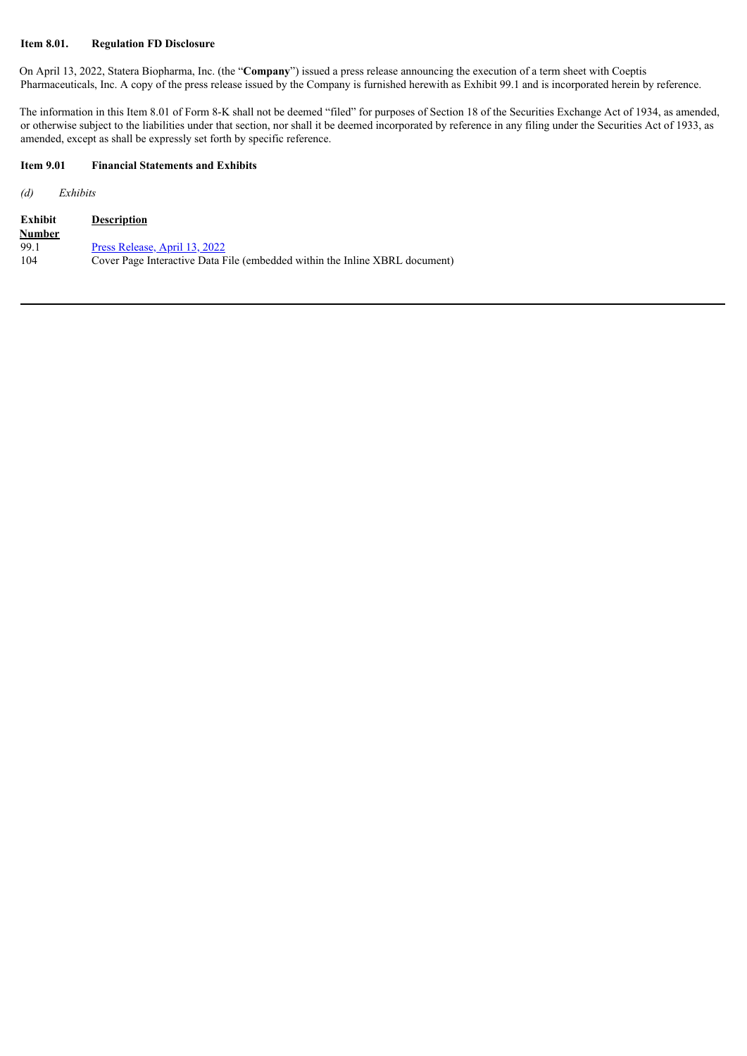**Item 8.01. Regulation FD Disclosure**

On April 13, 2022, Statera Biopharma, Inc. (the "**Company**") issued a press release announcing the execution of a term sheet with Coeptis Pharmaceuticals, Inc. A copy of the press release issued by the Company is furnished herewith as Exhibit 99.1 and is incorporated herein by reference.

The information in this Item 8.01 of Form 8-K shall not be deemed "filed" for purposes of Section 18 of the Securities Exchange Act of 1934, as amended, or otherwise subject to the liabilities under that section, nor shall it be deemed incorporated by reference in any filing under the Securities Act of 1933, as amended, except as shall be expressly set forth by specific reference.

**Item 9.01 Financial Statements and Exhibits**

*(d) Exhibits*

| Exhibit Number | Description |
|---|---|
| 99.1 | Press Release, April 13, 2022 |
| 104 | Cover Page Interactive Data File (embedded within the Inline XBRL document) |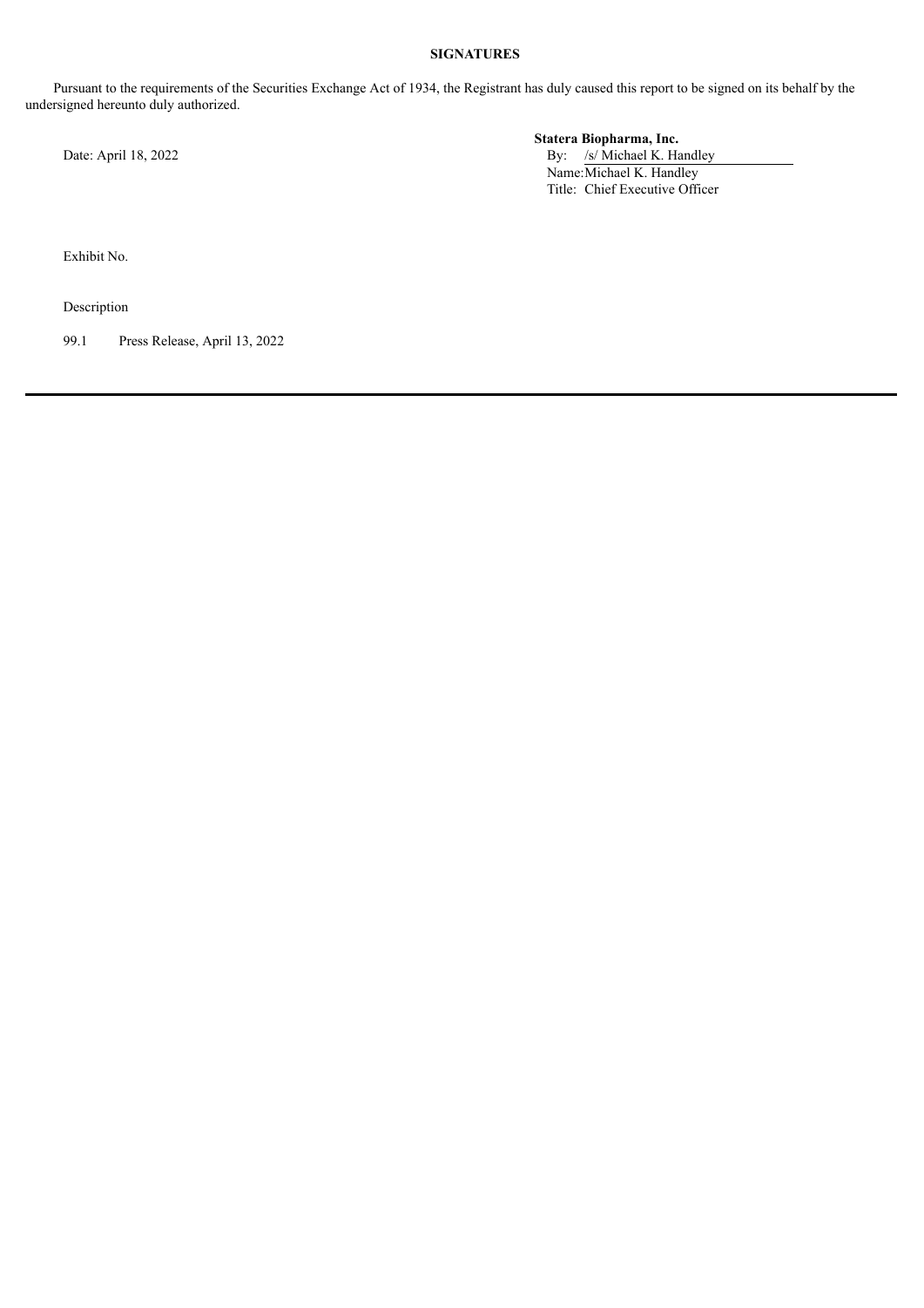**SIGNATURES**

Pursuant to the requirements of the Securities Exchange Act of 1934, the Registrant has duly caused this report to be signed on its behalf by the undersigned hereunto duly authorized.

Date: April 18, 2022

**Statera Biopharma, Inc.**

By: /s/ Michael K. Handley
Name: Michael K. Handley
Title: Chief Executive Officer

| Exhibit No. | Description |
| --- | --- |
| 99.1 | Press Release, April 13, 2022 |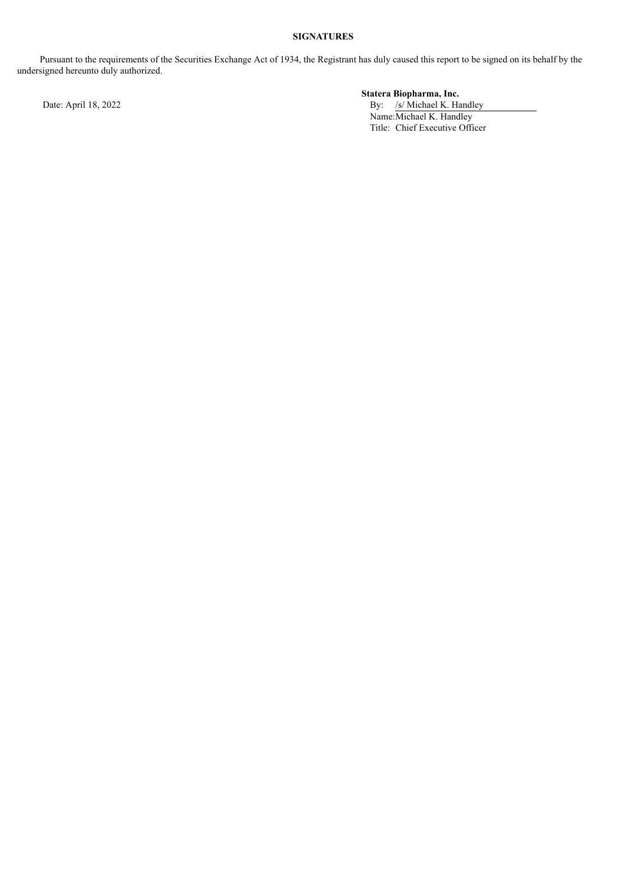**SIGNATURES**

Pursuant to the requirements of the Securities Exchange Act of 1934, the Registrant has duly caused this report to be signed on its behalf by the undersigned hereunto duly authorized.

Date: April 18, 2022

**Statera Biopharma, Inc.**

By: /s/ Michael K. Handley

Name: Michael K. Handley

Title: Chief Executive Officer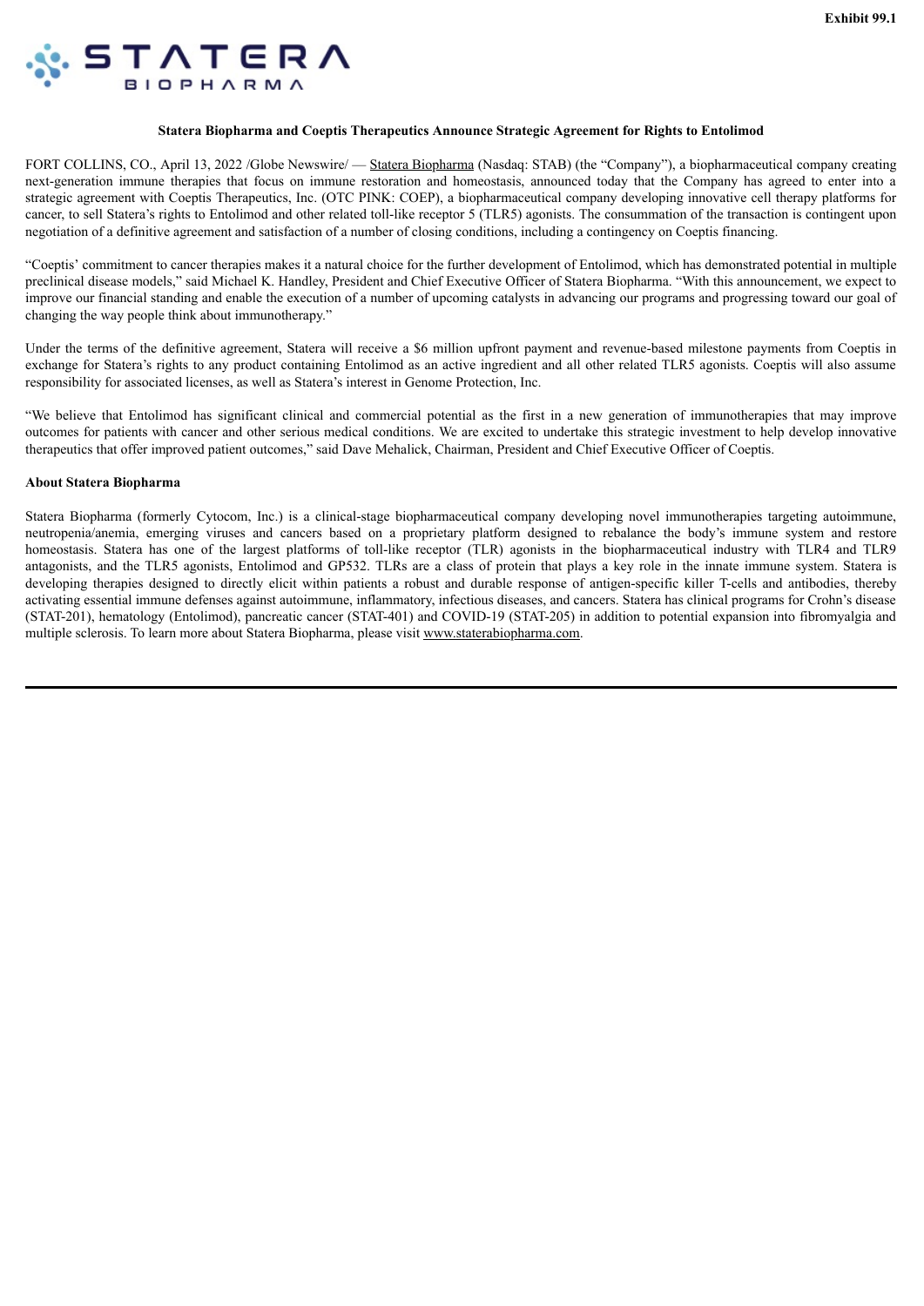Exhibit 99.1

STATERA BIOPHARMA

**Statera Biopharma and Coeptis Therapeutics Announce Strategic Agreement for Rights to Entolimod**

FORT COLLINS, CO., April 13, 2022 /Globe Newswire/ — Statera Biopharma (Nasdaq: STAB) (the "Company"), a biopharmaceutical company creating next-generation immune therapies that focus on immune restoration and homeostasis, announced today that the Company has agreed to enter into a strategic agreement with Coeptis Therapeutics, Inc. (OTC PINK: COEP), a biopharmaceutical company developing innovative cell therapy platforms for cancer, to sell Statera's rights to Entolimod and other related toll-like receptor 5 (TLR5) agonists. The consummation of the transaction is contingent upon negotiation of a definitive agreement and satisfaction of a number of closing conditions, including a contingency on Coeptis financing.

"Coeptis' commitment to cancer therapies makes it a natural choice for the further development of Entolimod, which has demonstrated potential in multiple preclinical disease models," said Michael K. Handley, President and Chief Executive Officer of Statera Biopharma. "With this announcement, we expect to improve our financial standing and enable the execution of a number of upcoming catalysts in advancing our programs and progressing toward our goal of changing the way people think about immunotherapy."

Under the terms of the definitive agreement, Statera will receive a $6 million upfront payment and revenue-based milestone payments from Coeptis in exchange for Statera's rights to any product containing Entolimod as an active ingredient and all other related TLR5 agonists. Coeptis will also assume responsibility for associated licenses, as well as Statera's interest in Genome Protection, Inc.

"We believe that Entolimod has significant clinical and commercial potential as the first in a new generation of immunotherapies that may improve outcomes for patients with cancer and other serious medical conditions. We are excited to undertake this strategic investment to help develop innovative therapeutics that offer improved patient outcomes," said Dave Mehalick, Chairman, President and Chief Executive Officer of Coeptis.

**About Statera Biopharma**

Statera Biopharma (formerly Cytocom, Inc.) is a clinical-stage biopharmaceutical company developing novel immunotherapies targeting autoimmune, neutropenia/anemia, emerging viruses and cancers based on a proprietary platform designed to rebalance the body's immune system and restore homeostasis. Statera has one of the largest platforms of toll-like receptor (TLR) agonists in the biopharmaceutical industry with TLR4 and TLR9 antagonists, and the TLR5 agonists, Entolimod and GP532. TLRs are a class of protein that plays a key role in the innate immune system. Statera is developing therapies designed to directly elicit within patients a robust and durable response of antigen-specific killer T-cells and antibodies, thereby activating essential immune defenses against autoimmune, inflammatory, infectious diseases, and cancers. Statera has clinical programs for Crohn's disease (STAT-201), hematology (Entolimod), pancreatic cancer (STAT-401) and COVID-19 (STAT-205) in addition to potential expansion into fibromyalgia and multiple sclerosis. To learn more about Statera Biopharma, please visit www.staterabiopharma.com.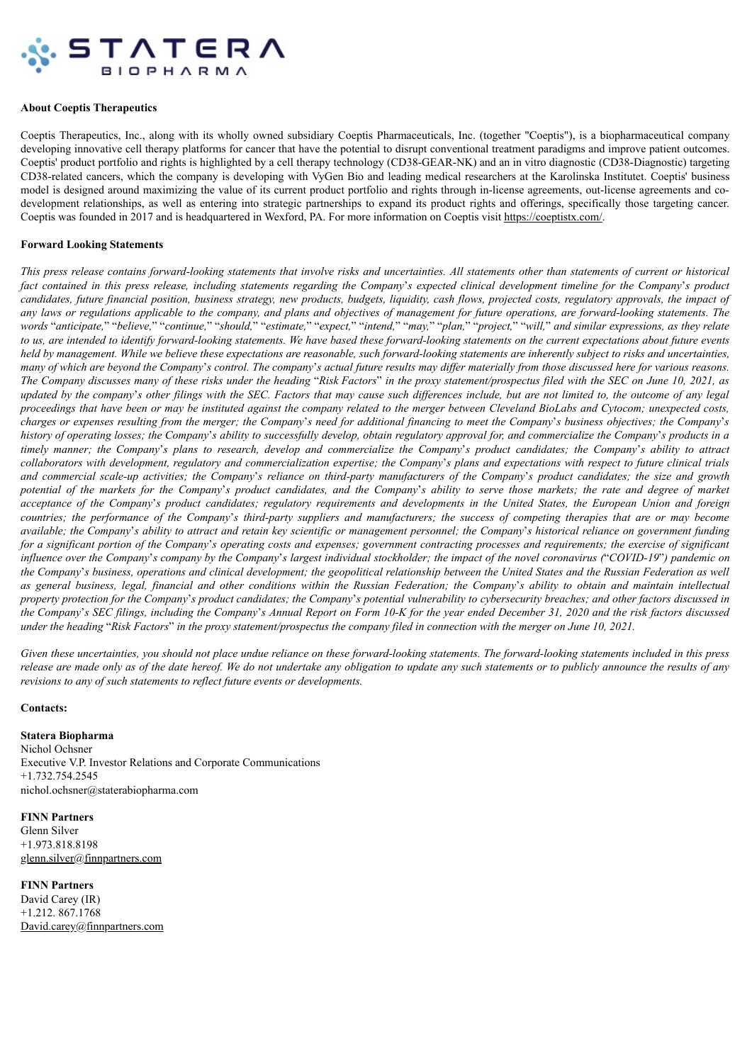**About Coeptis Therapeutics**

Coeptis Therapeutics, Inc., along with its wholly owned subsidiary Coeptis Pharmaceuticals, Inc. (together "Coeptis"), is a biopharmaceutical company developing innovative cell therapy platforms for cancer that have the potential to disrupt conventional treatment paradigms and improve patient outcomes. Coeptis' product portfolio and rights is highlighted by a cell therapy technology (CD38-GEAR-NK) and an in vitro diagnostic (CD38-Diagnostic) targeting CD38-related cancers, which the company is developing with VyGen Bio and leading medical researchers at the Karolinska Institutet. Coeptis' business model is designed around maximizing the value of its current product portfolio and rights through in-license agreements, out-license agreements and co-development relationships, as well as entering into strategic partnerships to expand its product rights and offerings, specifically those targeting cancer. Coeptis was founded in 2017 and is headquartered in Wexford, PA. For more information on Coeptis visit https://coeptistx.com/.

**Forward Looking Statements**

*This press release contains forward-looking statements that involve risks and uncertainties. All statements other than statements of current or historical fact contained in this press release, including statements regarding the Company's expected clinical development timeline for the Company's product candidates, future financial position, business strategy, new products, budgets, liquidity, cash flows, projected costs, regulatory approvals, the impact of any laws or regulations applicable to the company, and plans and objectives of management for future operations, are forward-looking statements. The words "anticipate," "believe," "continue," "should," "estimate," "expect," "intend," "may," "plan," "project," "will," and similar expressions, as they relate to us, are intended to identify forward-looking statements. We have based these forward-looking statements on the current expectations about future events held by management. While we believe these expectations are reasonable, such forward-looking statements are inherently subject to risks and uncertainties, many of which are beyond the Company's control. The company's actual future results may differ materially from those discussed here for various reasons. The Company discusses many of these risks under the heading "Risk Factors" in the proxy statement/prospectus filed with the SEC on June 10, 2021, as updated by the company's other filings with the SEC. Factors that may cause such differences include, but are not limited to, the outcome of any legal proceedings that have been or may be instituted against the company related to the merger between Cleveland BioLabs and Cytocom; unexpected costs, charges or expenses resulting from the merger; the Company's need for additional financing to meet the Company's business objectives; the Company's history of operating losses; the Company's ability to successfully develop, obtain regulatory approval for, and commercialize the Company's products in a timely manner; the Company's plans to research, develop and commercialize the Company's product candidates; the Company's ability to attract collaborators with development, regulatory and commercialization expertise; the Company's plans and expectations with respect to future clinical trials and commercial scale-up activities; the Company's reliance on third-party manufacturers of the Company's product candidates; the size and growth potential of the markets for the Company's product candidates, and the Company's ability to serve those markets; the rate and degree of market acceptance of the Company's product candidates; regulatory requirements and developments in the United States, the European Union and foreign countries; the performance of the Company's third-party suppliers and manufacturers; the success of competing therapies that are or may become available; the Company's ability to attract and retain key scientific or management personnel; the Company's historical reliance on government funding for a significant portion of the Company's operating costs and expenses; government contracting processes and requirements; the exercise of significant influence over the Company's company by the Company's largest individual stockholder; the impact of the novel coronavirus ("COVID-19") pandemic on the Company's business, operations and clinical development; the geopolitical relationship between the United States and the Russian Federation as well as general business, legal, financial and other conditions within the Russian Federation; the Company's ability to obtain and maintain intellectual property protection for the Company's product candidates; the Company's potential vulnerability to cybersecurity breaches; and other factors discussed in the Company's SEC filings, including the Company's Annual Report on Form 10-K for the year ended December 31, 2020 and the risk factors discussed under the heading "Risk Factors" in the proxy statement/prospectus the company filed in connection with the merger on June 10, 2021.*

*Given these uncertainties, you should not place undue reliance on these forward-looking statements. The forward-looking statements included in this press release are made only as of the date hereof. We do not undertake any obligation to update any such statements or to publicly announce the results of any revisions to any of such statements to reflect future events or developments.*

**Contacts:**

**Statera Biopharma**
Nichol Ochsner
Executive V.P. Investor Relations and Corporate Communications
+1.732.754.2545
nichol.ochsner@staterabiopharma.com

**FINN Partners**
Glenn Silver
+1.973.818.8198
glenn.silver@finnpartners.com

**FINN Partners**
David Carey (IR)
+1.212. 867.1768
David.carey@finnpartners.com